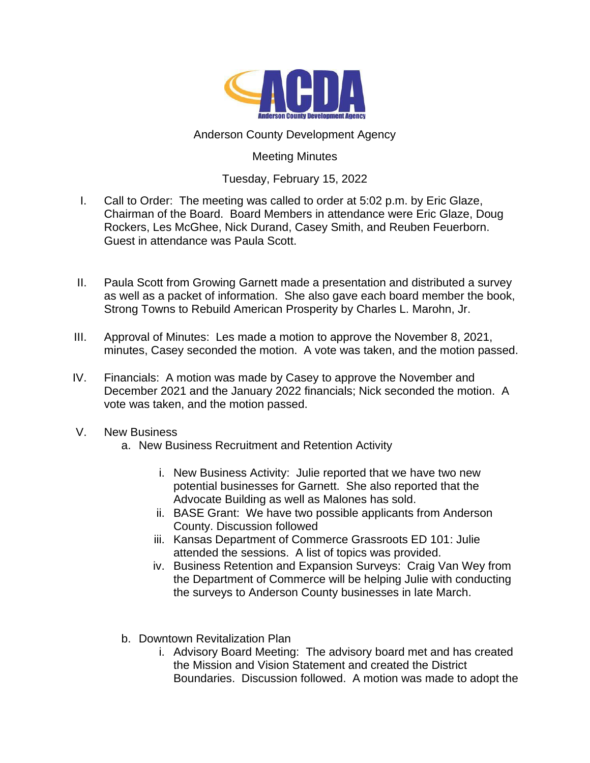Anderson County Development Agency

Meeting Minutes

Tuesday, February 15, 2022

I. Call to Order: The meeting was called to order at 5:02 p.m. by Eric Glaze, Chairman of the Board. Board Members in attendance were Eric Glaze, Doug Rockers, Les McGhee, Nick Durand, Casey Smith, and Reuben Feuerborn. Guest in attendance was Paula Scott.

II. Paula Scott from Growing Garnett made a presentation and distributed a survey as well as a packet of information. She also gave each board member the book, Strong Towns to Rebuild American Prosperity by Charles L. Marohn, Jr.

III. Approval of Minutes: Les made a motion to approve the November 8, 2021, minutes, Casey seconded the motion. A vote was taken, and the motion passed.

IV. Financials: A motion was made by Casey to approve the November and December 2021 and the January 2022 financials; Nick seconded the motion. A vote was taken, and the motion passed.

V. New Business
   a. New Business Recruitment and Retention Activity
      i. New Business Activity: Julie reported that we have two new potential businesses for Garnett. She also reported that the Advocate Building as well as Malones has sold.
      ii. BASE Grant: We have two possible applicants from Anderson County. Discussion followed
      iii. Kansas Department of Commerce Grassroots ED 101: Julie attended the sessions. A list of topics was provided.
      iv. Business Retention and Expansion Surveys: Craig Van Wey from the Department of Commerce will be helping Julie with conducting the surveys to Anderson County businesses in late March.
   b. Downtown Revitalization Plan
      i. Advisory Board Meeting: The advisory board met and has created the Mission and Vision Statement and created the District Boundaries. Discussion followed. A motion was made to adopt the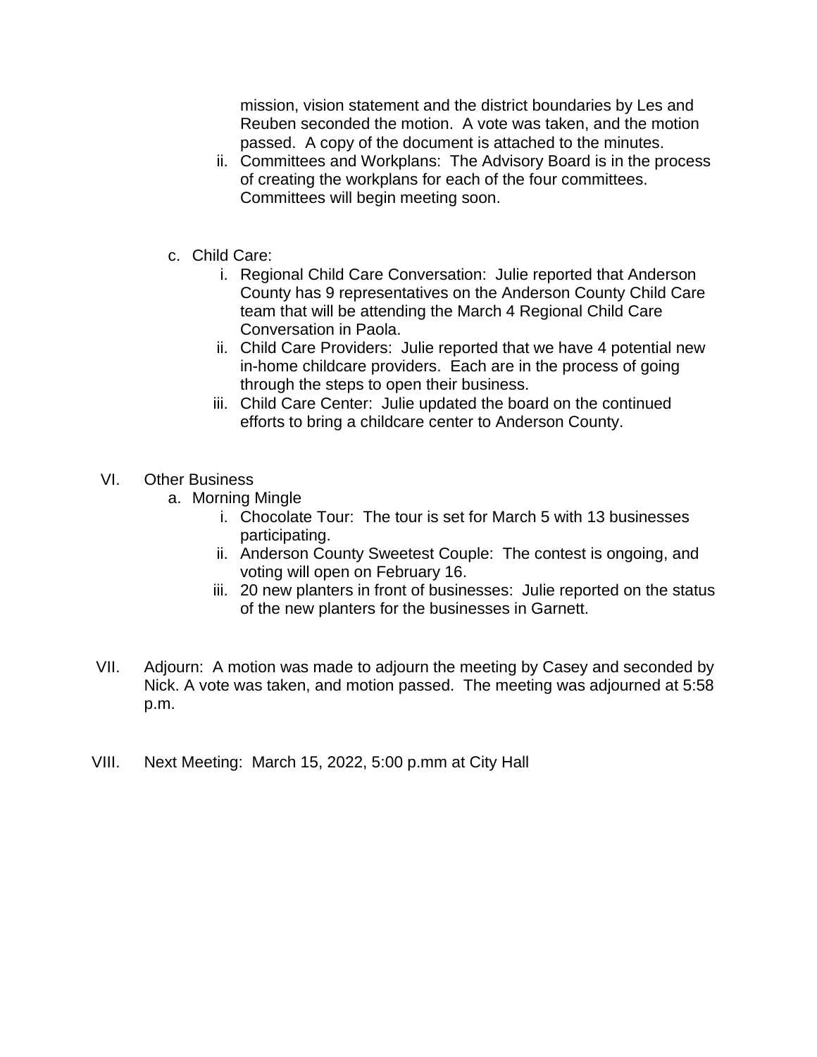mission, vision statement and the district boundaries by Les and Reuben seconded the motion. A vote was taken, and the motion passed. A copy of the document is attached to the minutes.

   ii. Committees and Workplans: The Advisory Board is in the process of creating the workplans for each of the four committees. Committees will begin meeting soon.

c. Child Care:
   i. Regional Child Care Conversation: Julie reported that Anderson County has 9 representatives on the Anderson County Child Care team that will be attending the March 4 Regional Child Care Conversation in Paola.
   ii. Child Care Providers: Julie reported that we have 4 potential new in-home childcare providers. Each are in the process of going through the steps to open their business.
   iii. Child Care Center: Julie updated the board on the continued efforts to bring a childcare center to Anderson County.

VI. Other Business
   a. Morning Mingle
      i. Chocolate Tour: The tour is set for March 5 with 13 businesses participating.
      ii. Anderson County Sweetest Couple: The contest is ongoing, and voting will open on February 16.
      iii. 20 new planters in front of businesses: Julie reported on the status of the new planters for the businesses in Garnett.

VII. Adjourn: A motion was made to adjourn the meeting by Casey and seconded by Nick. A vote was taken, and motion passed. The meeting was adjourned at 5:58 p.m.

VIII. Next Meeting: March 15, 2022, 5:00 p.mm at City Hall